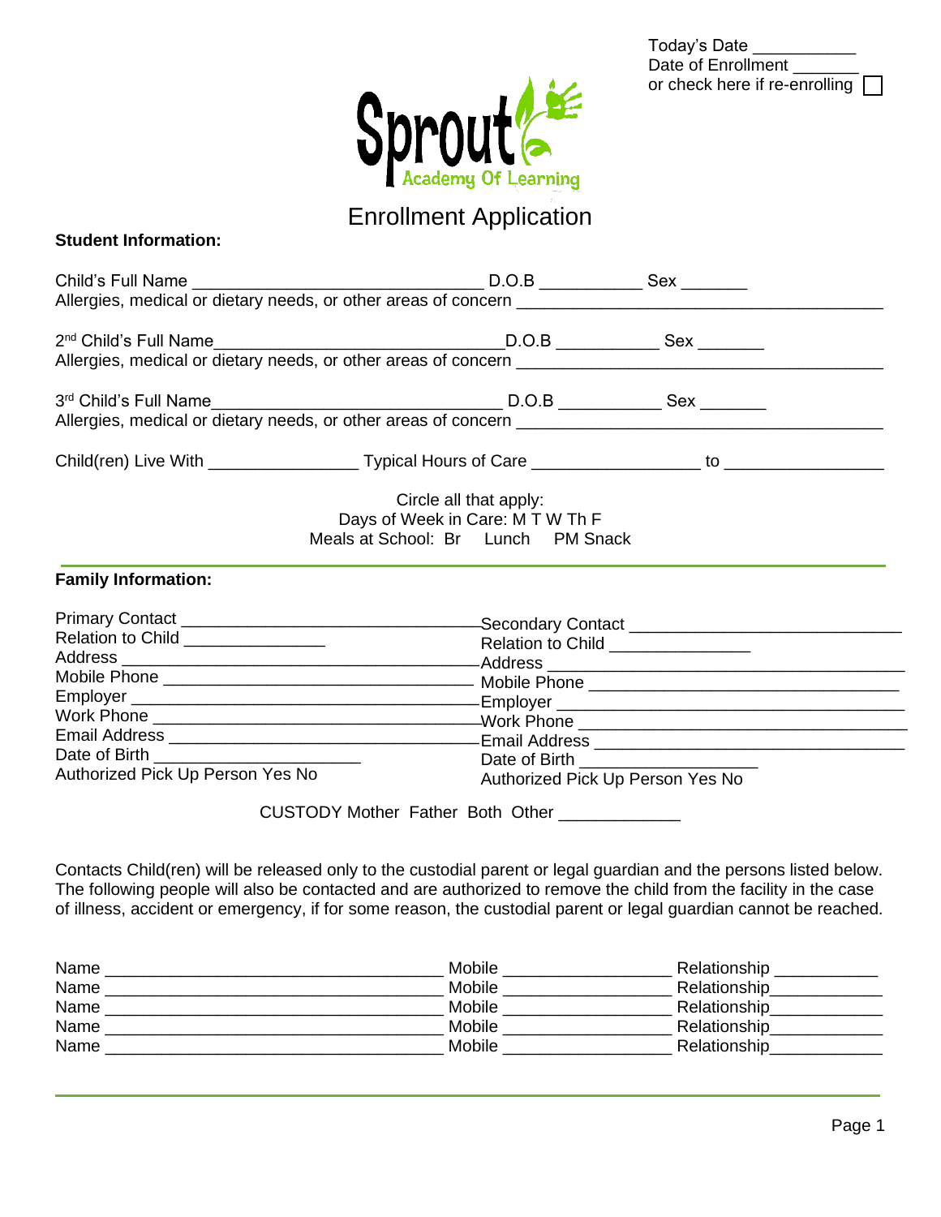Today's Date ___________
Date of Enrollment _______
or check here if re-enrolling ☐

Sprout Academy Of Learning

# Enrollment Application

**Student Information:**

Child's Full Name ________________________________ D.O.B ___________ Sex _______
Allergies, medical or dietary needs, or other areas of concern _________________________________________

2nd Child's Full Name________________________________D.O.B ___________ Sex _______
Allergies, medical or dietary needs, or other areas of concern _________________________________________

3rd Child's Full Name________________________________ D.O.B ___________ Sex _______
Allergies, medical or dietary needs, or other areas of concern _________________________________________

Child(ren) Live With ________________ Typical Hours of Care __________________ to _________________

Circle all that apply:
Days of Week in Care: M T W Th F
Meals at School: Br Lunch PM Snack

**Family Information:**

Primary Contact ________________________________
Relation to Child _______________
Address ______________________________________
Mobile Phone __________________________________
Employer ______________________________________
Work Phone ____________________________________
Email Address __________________________________
Date of Birth ______________________
Authorized Pick Up Person Yes No

Secondary Contact _____________________________
Relation to Child _______________
Address _______________________________________
Mobile Phone __________________________________
Employer ______________________________________
Work Phone ____________________________________
Email Address __________________________________
Date of Birth __________________
Authorized Pick Up Person Yes No

CUSTODY Mother Father Both Other _____________

Contacts Child(ren) will be released only to the custodial parent or legal guardian and the persons listed below. The following people will also be contacted and are authorized to remove the child from the facility in the case of illness, accident or emergency, if for some reason, the custodial parent or legal guardian cannot be reached.

Name ____________________________________ Mobile __________________ Relationship ___________
Name ____________________________________ Mobile __________________ Relationship____________
Name ____________________________________ Mobile __________________ Relationship____________
Name ____________________________________ Mobile __________________ Relationship____________
Name ____________________________________ Mobile __________________ Relationship____________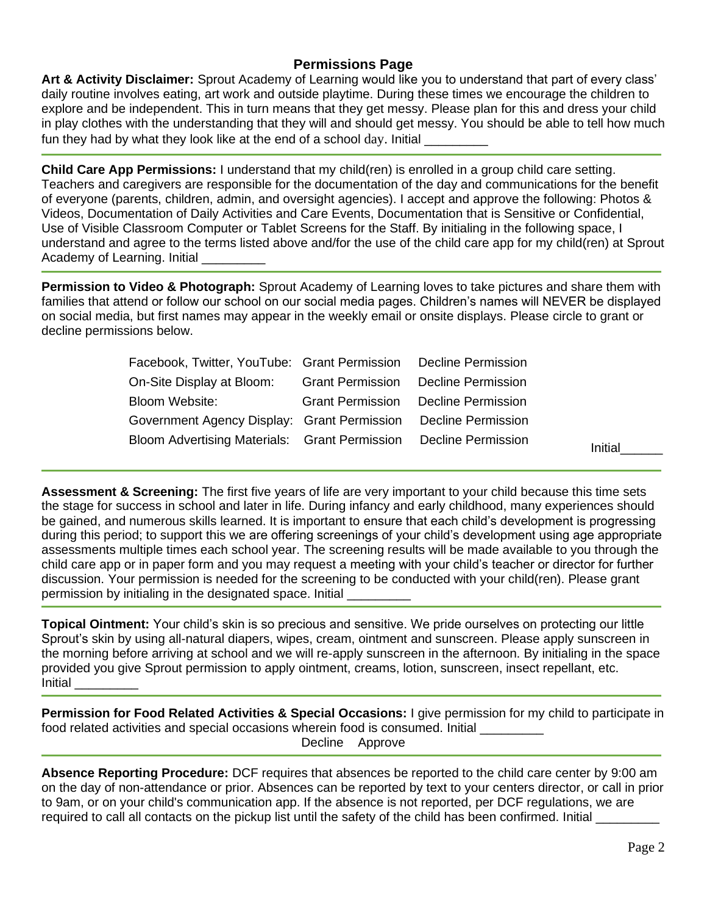## Permissions Page

**Art & Activity Disclaimer:** Sprout Academy of Learning would like you to understand that part of every class' daily routine involves eating, art work and outside playtime. During these times we encourage the children to explore and be independent. This in turn means that they get messy. Please plan for this and dress your child in play clothes with the understanding that they will and should get messy. You should be able to tell how much fun they had by what they look like at the end of a school day. Initial _________

---

**Child Care App Permissions:** I understand that my child(ren) is enrolled in a group child care setting. Teachers and caregivers are responsible for the documentation of the day and communications for the benefit of everyone (parents, children, admin, and oversight agencies). I accept and approve the following: Photos & Videos, Documentation of Daily Activities and Care Events, Documentation that is Sensitive or Confidential, Use of Visible Classroom Computer or Tablet Screens for the Staff. By initialing in the following space, I understand and agree to the terms listed above and/for the use of the child care app for my child(ren) at Sprout Academy of Learning. Initial _________

---

**Permission to Video & Photograph:** Sprout Academy of Learning loves to take pictures and share them with families that attend or follow our school on our social media pages. Children's names will NEVER be displayed on social media, but first names may appear in the weekly email or onsite displays. Please circle to grant or decline permissions below.

| | | |
|---|---|---|
| Facebook, Twitter, YouTube: | Grant Permission | Decline Permission |
| On-Site Display at Bloom: | Grant Permission | Decline Permission |
| Bloom Website: | Grant Permission | Decline Permission |
| Government Agency Display: | Grant Permission | Decline Permission |
| Bloom Advertising Materials: | Grant Permission | Decline Permission |

Initial______

---

**Assessment & Screening:** The first five years of life are very important to your child because this time sets the stage for success in school and later in life. During infancy and early childhood, many experiences should be gained, and numerous skills learned. It is important to ensure that each child's development is progressing during this period; to support this we are offering screenings of your child's development using age appropriate assessments multiple times each school year. The screening results will be made available to you through the child care app or in paper form and you may request a meeting with your child's teacher or director for further discussion. Your permission is needed for the screening to be conducted with your child(ren). Please grant permission by initialing in the designated space. Initial _________

---

**Topical Ointment:** Your child's skin is so precious and sensitive. We pride ourselves on protecting our little Sprout's skin by using all-natural diapers, wipes, cream, ointment and sunscreen. Please apply sunscreen in the morning before arriving at school and we will re-apply sunscreen in the afternoon. By initialing in the space provided you give Sprout permission to apply ointment, creams, lotion, sunscreen, insect repellant, etc. Initial _________

---

**Permission for Food Related Activities & Special Occasions:** I give permission for my child to participate in food related activities and special occasions wherein food is consumed. Initial _________

Decline Approve

---

**Absence Reporting Procedure:** DCF requires that absences be reported to the child care center by 9:00 am on the day of non-attendance or prior. Absences can be reported by text to your centers director, or call in prior to 9am, or on your child's communication app. If the absence is not reported, per DCF regulations, we are required to call all contacts on the pickup list until the safety of the child has been confirmed. Initial _________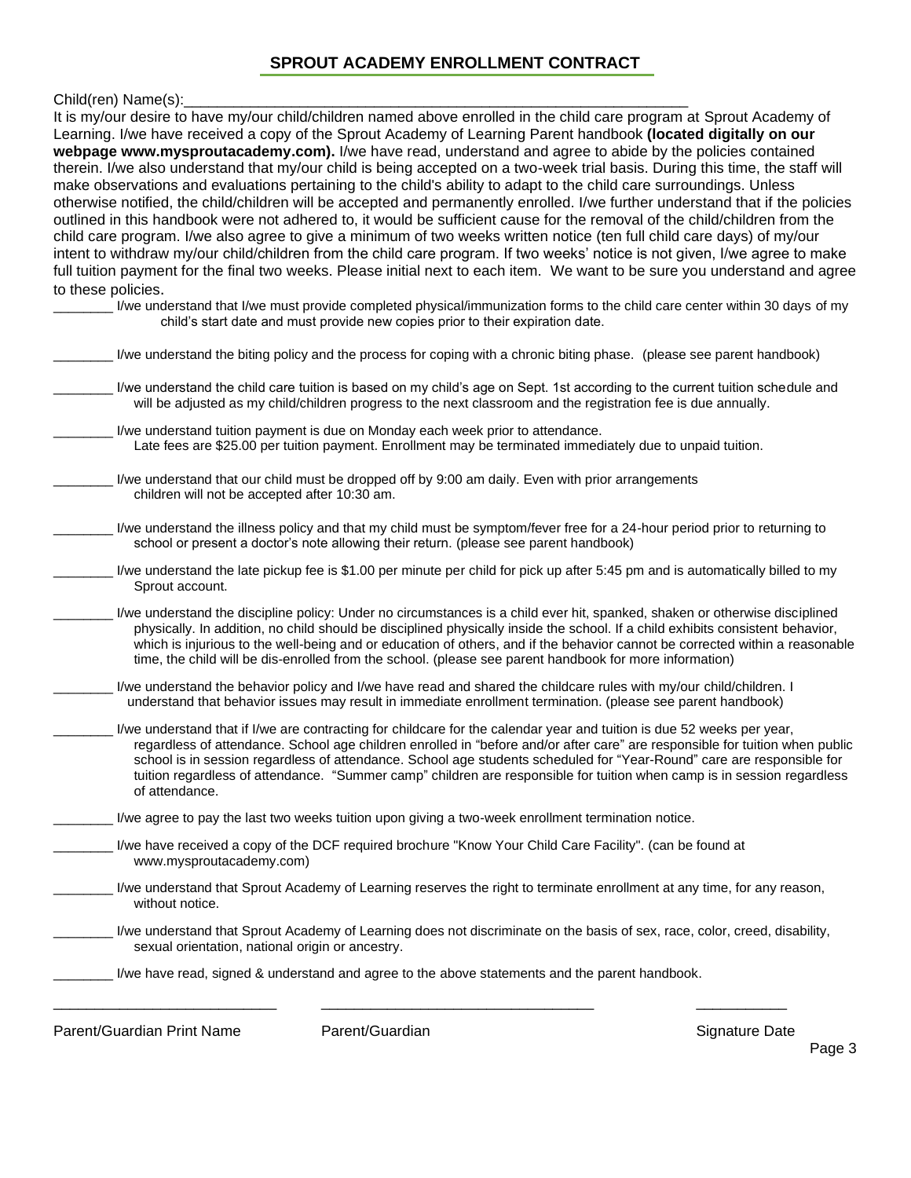## SPROUT ACADEMY ENROLLMENT CONTRACT

Child(ren) Name(s):_______________________________________________________________

It is my/our desire to have my/our child/children named above enrolled in the child care program at Sprout Academy of Learning. I/we have received a copy of the Sprout Academy of Learning Parent handbook **(located digitally on our webpage www.mysproutacademy.com).** I/we have read, understand and agree to abide by the policies contained therein. I/we also understand that my/our child is being accepted on a two-week trial basis. During this time, the staff will make observations and evaluations pertaining to the child's ability to adapt to the child care surroundings. Unless otherwise notified, the child/children will be accepted and permanently enrolled. I/we further understand that if the policies outlined in this handbook were not adhered to, it would be sufficient cause for the removal of the child/children from the child care program. I/we also agree to give a minimum of two weeks written notice (ten full child care days) of my/our intent to withdraw my/our child/children from the child care program. If two weeks' notice is not given, I/we agree to make full tuition payment for the final two weeks. Please initial next to each item. We want to be sure you understand and agree to these policies.

________ I/we understand that I/we must provide completed physical/immunization forms to the child care center within 30 days of my child's start date and must provide new copies prior to their expiration date.

________ I/we understand the biting policy and the process for coping with a chronic biting phase. (please see parent handbook)

________ I/we understand the child care tuition is based on my child's age on Sept. 1st according to the current tuition schedule and will be adjusted as my child/children progress to the next classroom and the registration fee is due annually.

________ I/we understand tuition payment is due on Monday each week prior to attendance. Late fees are $25.00 per tuition payment. Enrollment may be terminated immediately due to unpaid tuition.

________ I/we understand that our child must be dropped off by 9:00 am daily. Even with prior arrangements children will not be accepted after 10:30 am.

________ I/we understand the illness policy and that my child must be symptom/fever free for a 24-hour period prior to returning to school or present a doctor's note allowing their return. (please see parent handbook)

________ I/we understand the late pickup fee is $1.00 per minute per child for pick up after 5:45 pm and is automatically billed to my Sprout account.

________ I/we understand the discipline policy: Under no circumstances is a child ever hit, spanked, shaken or otherwise disciplined physically. In addition, no child should be disciplined physically inside the school. If a child exhibits consistent behavior, which is injurious to the well-being and or education of others, and if the behavior cannot be corrected within a reasonable time, the child will be dis-enrolled from the school. (please see parent handbook for more information)

________ I/we understand the behavior policy and I/we have read and shared the childcare rules with my/our child/children. I understand that behavior issues may result in immediate enrollment termination. (please see parent handbook)

________ I/we understand that if I/we are contracting for childcare for the calendar year and tuition is due 52 weeks per year, regardless of attendance. School age children enrolled in "before and/or after care" are responsible for tuition when public school is in session regardless of attendance. School age students scheduled for "Year-Round" care are responsible for tuition regardless of attendance. "Summer camp" children are responsible for tuition when camp is in session regardless of attendance.

________ I/we agree to pay the last two weeks tuition upon giving a two-week enrollment termination notice.

________ I/we have received a copy of the DCF required brochure "Know Your Child Care Facility". (can be found at www.mysproutacademy.com)

________ I/we understand that Sprout Academy of Learning reserves the right to terminate enrollment at any time, for any reason, without notice.

________ I/we understand that Sprout Academy of Learning does not discriminate on the basis of sex, race, color, creed, disability, sexual orientation, national origin or ancestry.

________ I/we have read, signed & understand and agree to the above statements and the parent handbook.

____________________________ ___________________________________ ___________

Parent/Guardian Print Name Parent/Guardian Signature Date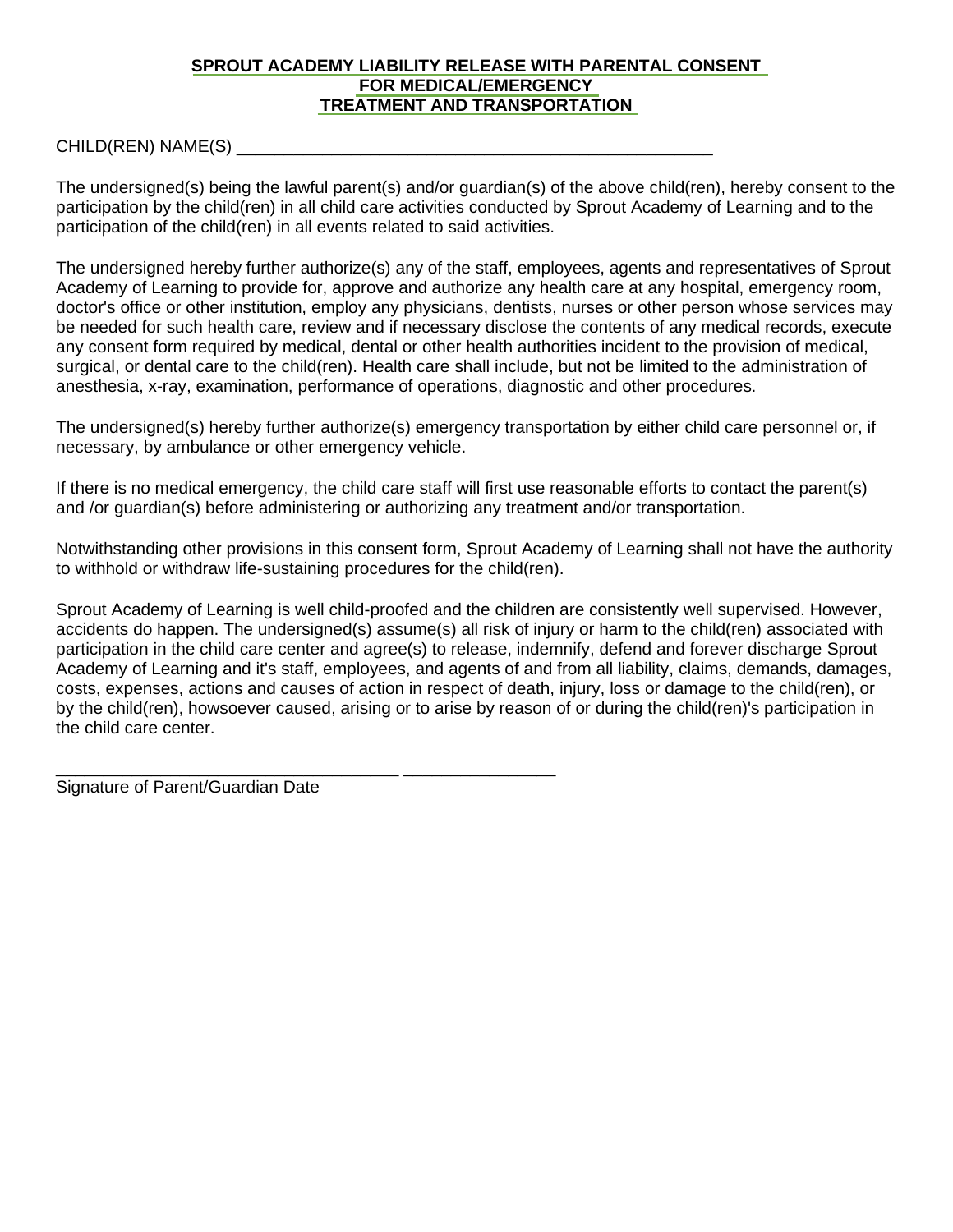**SPROUT ACADEMY LIABILITY RELEASE WITH PARENTAL CONSENT FOR MEDICAL/EMERGENCY TREATMENT AND TRANSPORTATION**

CHILD(REN) NAME(S) ____________________________________________________

The undersigned(s) being the lawful parent(s) and/or guardian(s) of the above child(ren), hereby consent to the participation by the child(ren) in all child care activities conducted by Sprout Academy of Learning and to the participation of the child(ren) in all events related to said activities.

The undersigned hereby further authorize(s) any of the staff, employees, agents and representatives of Sprout Academy of Learning to provide for, approve and authorize any health care at any hospital, emergency room, doctor's office or other institution, employ any physicians, dentists, nurses or other person whose services may be needed for such health care, review and if necessary disclose the contents of any medical records, execute any consent form required by medical, dental or other health authorities incident to the provision of medical, surgical, or dental care to the child(ren). Health care shall include, but not be limited to the administration of anesthesia, x-ray, examination, performance of operations, diagnostic and other procedures.

The undersigned(s) hereby further authorize(s) emergency transportation by either child care personnel or, if necessary, by ambulance or other emergency vehicle.

If there is no medical emergency, the child care staff will first use reasonable efforts to contact the parent(s) and /or guardian(s) before administering or authorizing any treatment and/or transportation.

Notwithstanding other provisions in this consent form, Sprout Academy of Learning shall not have the authority to withhold or withdraw life-sustaining procedures for the child(ren).

Sprout Academy of Learning is well child-proofed and the children are consistently well supervised. However, accidents do happen. The undersigned(s) assume(s) all risk of injury or harm to the child(ren) associated with participation in the child care center and agree(s) to release, indemnify, defend and forever discharge Sprout Academy of Learning and it's staff, employees, and agents of and from all liability, claims, demands, damages, costs, expenses, actions and causes of action in respect of death, injury, loss or damage to the child(ren), or by the child(ren), howsoever caused, arising or to arise by reason of or during the child(ren)'s participation in the child care center.

___________________________________ _______________

Signature of Parent/Guardian Date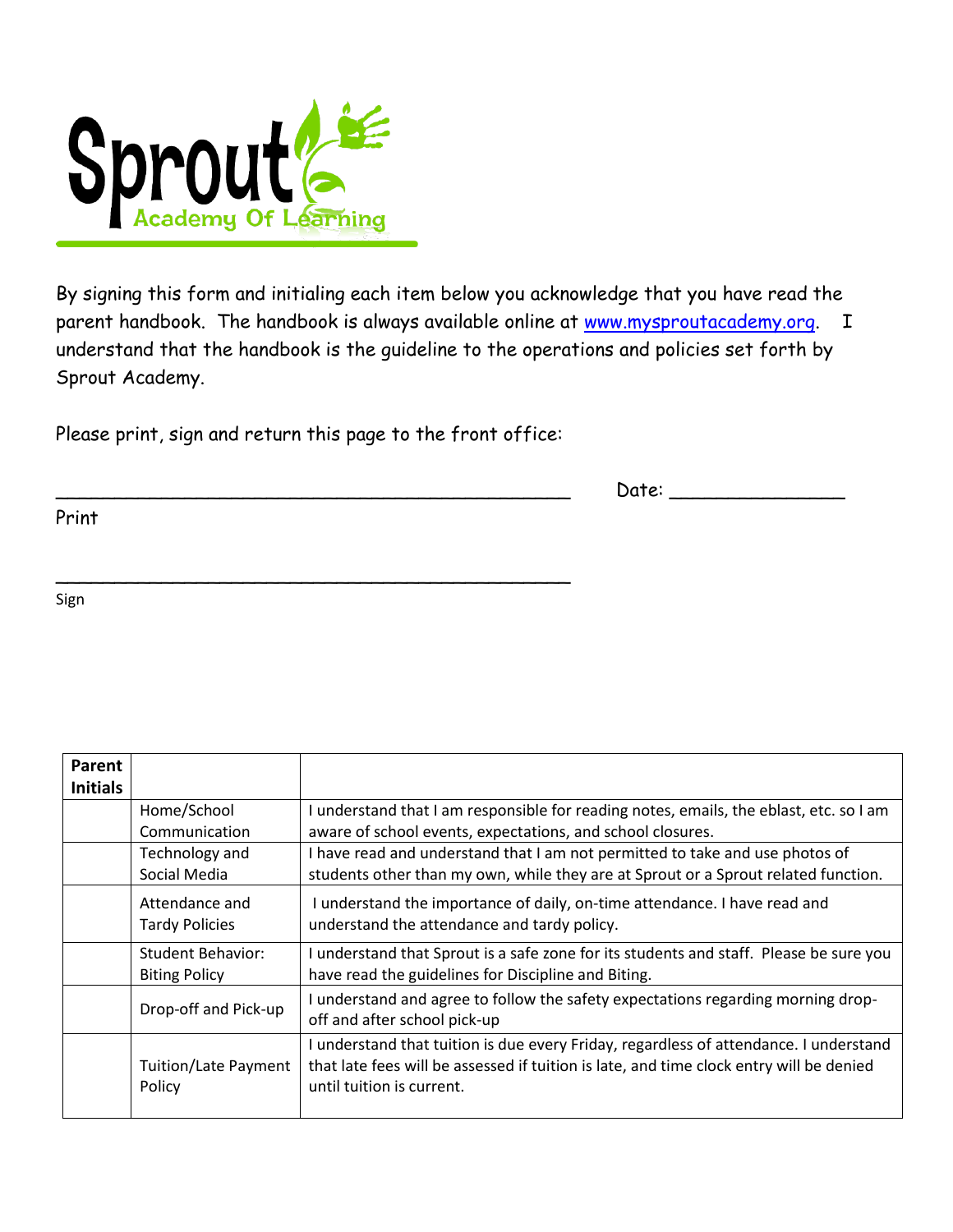# Sprout Academy Of Learning

By signing this form and initialing each item below you acknowledge that you have read the parent handbook. The handbook is always available online at www.mysproutacademy.org. I understand that the handbook is the guideline to the operations and policies set forth by Sprout Academy.

Please print, sign and return this page to the front office:

_____________________________________________ Date: _______________

Print

_____________________________________________

Sign

| Parent Initials | | |
|---|---|---|
| | Home/School Communication | I understand that I am responsible for reading notes, emails, the eblast, etc. so I am aware of school events, expectations, and school closures. |
| | Technology and Social Media | I have read and understand that I am not permitted to take and use photos of students other than my own, while they are at Sprout or a Sprout related function. |
| | Attendance and Tardy Policies | I understand the importance of daily, on-time attendance. I have read and understand the attendance and tardy policy. |
| | Student Behavior: Biting Policy | I understand that Sprout is a safe zone for its students and staff. Please be sure you have read the guidelines for Discipline and Biting. |
| | Drop-off and Pick-up | I understand and agree to follow the safety expectations regarding morning drop-off and after school pick-up |
| | Tuition/Late Payment Policy | I understand that tuition is due every Friday, regardless of attendance. I understand that late fees will be assessed if tuition is late, and time clock entry will be denied until tuition is current. |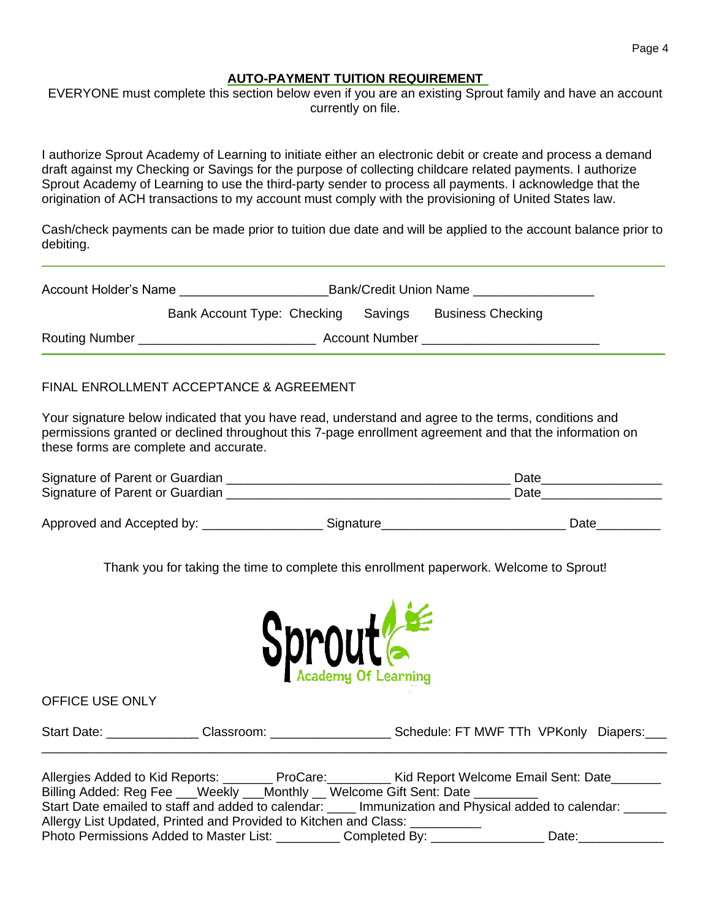**AUTO-PAYMENT TUITION REQUIREMENT**

EVERYONE must complete this section below even if you are an existing Sprout family and have an account currently on file.

I authorize Sprout Academy of Learning to initiate either an electronic debit or create and process a demand draft against my Checking or Savings for the purpose of collecting childcare related payments. I authorize Sprout Academy of Learning to use the third-party sender to process all payments. I acknowledge that the origination of ACH transactions to my account must comply with the provisioning of United States law.

Cash/check payments can be made prior to tuition due date and will be applied to the account balance prior to debiting.

---

Account Holder's Name ____________________ Bank/Credit Union Name ________________

Bank Account Type: Checking Savings Business Checking

Routing Number ________________________ Account Number ________________________

---

FINAL ENROLLMENT ACCEPTANCE & AGREEMENT

Your signature below indicated that you have read, understand and agree to the terms, conditions and permissions granted or declined throughout this 7-page enrollment agreement and that the information on these forms are complete and accurate.

Signature of Parent or Guardian _______________________________________ Date________________

Signature of Parent or Guardian _______________________________________ Date________________

Approved and Accepted by: ________________ Signature_________________________ Date_________

Thank you for taking the time to complete this enrollment paperwork. Welcome to Sprout!

Sprout Academy Of Learning

OFFICE USE ONLY

Start Date: ____________ Classroom: ________________ Schedule: FT MWF TTh VPKonly Diapers:___

---

Allergies Added to Kid Reports: _______ ProCare:_________ Kid Report Welcome Email Sent: Date_______

Billing Added: Reg Fee ___Weekly ___Monthly __ Welcome Gift Sent: Date _________

Start Date emailed to staff and added to calendar: ____ Immunization and Physical added to calendar: ______

Allergy List Updated, Printed and Provided to Kitchen and Class: __________

Photo Permissions Added to Master List: _________ Completed By: _______________ Date:____________